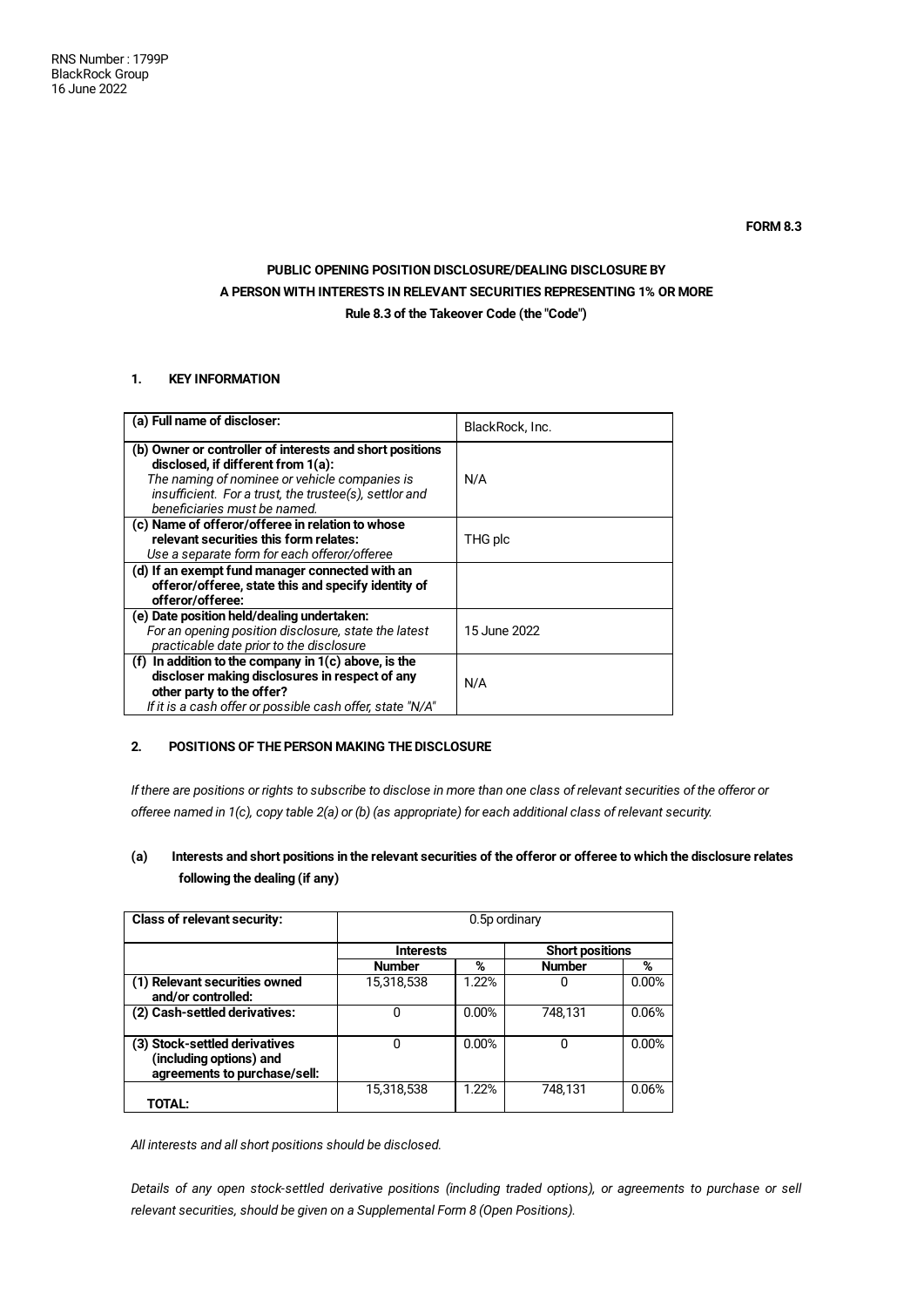RNS Number : 1799P
BlackRock Group
16 June 2022

**FORM 8.3**

**PUBLIC OPENING POSITION DISCLOSURE/DEALING DISCLOSURE BY A PERSON WITH INTERESTS IN RELEVANT SECURITIES REPRESENTING 1% OR MORE**
**Rule 8.3 of the Takeover Code (the "Code")**

## 1. KEY INFORMATION

| | |
|---|---|
| **(a) Full name of discloser:** | BlackRock, Inc. |
| **(b) Owner or controller of interests and short positions disclosed, if different from 1(a):** *The naming of nominee or vehicle companies is insufficient. For a trust, the trustee(s), settlor and beneficiaries must be named.* | N/A |
| **(c) Name of offeror/offeree in relation to whose relevant securities this form relates:** *Use a separate form for each offeror/offeree* | THG plc |
| **(d) If an exempt fund manager connected with an offeror/offeree, state this and specify identity of offeror/offeree:** | |
| **(e) Date position held/dealing undertaken:** *For an opening position disclosure, state the latest practicable date prior to the disclosure* | 15 June 2022 |
| **(f) In addition to the company in 1(c) above, is the discloser making disclosures in respect of any other party to the offer?** *If it is a cash offer or possible cash offer, state "N/A"* | N/A |

## 2. POSITIONS OF THE PERSON MAKING THE DISCLOSURE

*If there are positions or rights to subscribe to disclose in more than one class of relevant securities of the offeror or offeree named in 1(c), copy table 2(a) or (b) (as appropriate) for each additional class of relevant security.*

### (a) Interests and short positions in the relevant securities of the offeror or offeree to which the disclosure relates following the dealing (if any)

| **Class of relevant security:** | 0.5p ordinary | | | |
|---|---|---|---|---|
| | **Interests** | | **Short positions** | |
| | **Number** | **%** | **Number** | **%** |
| **(1) Relevant securities owned and/or controlled:** | 15,318,538 | 1.22% | 0 | 0.00% |
| **(2) Cash-settled derivatives:** | 0 | 0.00% | 748,131 | 0.06% |
| **(3) Stock-settled derivatives (including options) and agreements to purchase/sell:** | 0 | 0.00% | 0 | 0.00% |
| **TOTAL:** | 15,318,538 | 1.22% | 748,131 | 0.06% |

*All interests and all short positions should be disclosed.*

*Details of any open stock-settled derivative positions (including traded options), or agreements to purchase or sell relevant securities, should be given on a Supplemental Form 8 (Open Positions).*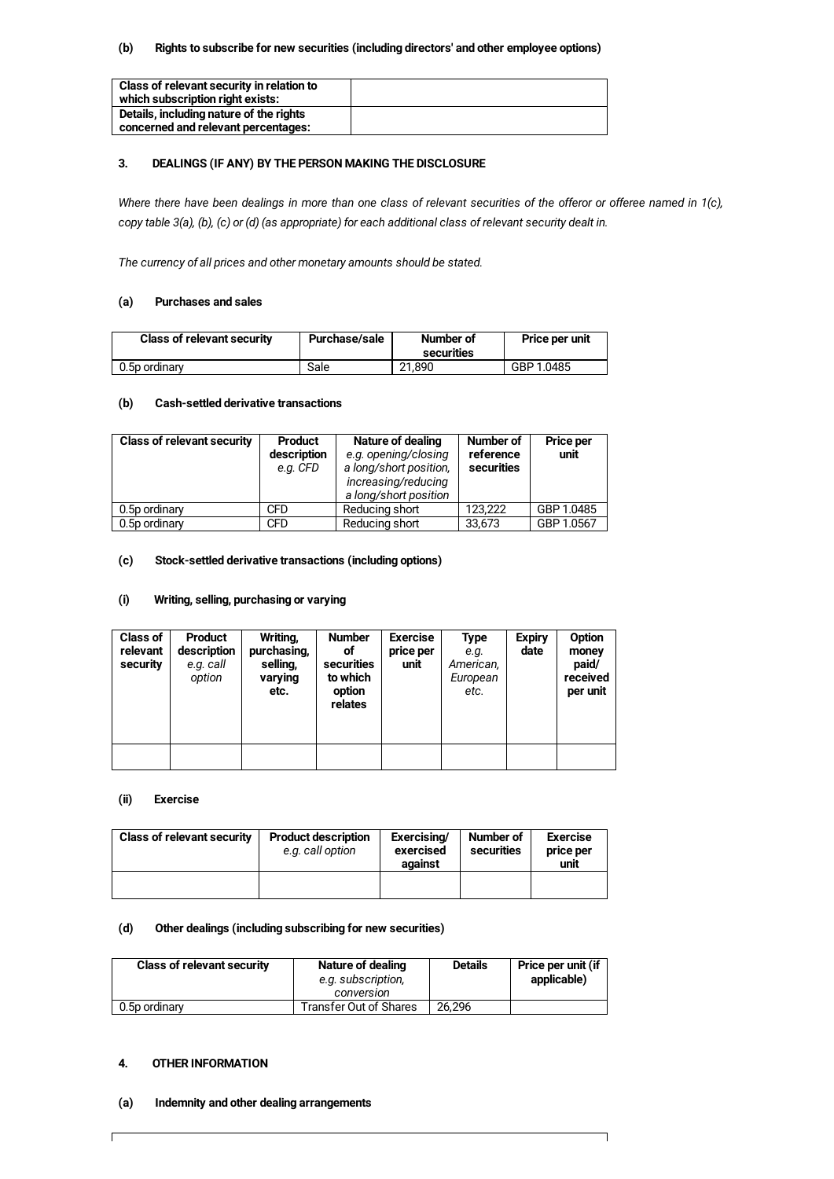### (b) Rights to subscribe for new securities (including directors' and other employee options)

| Class of relevant security in relation to which subscription right exists: | |
|---|---|
| Details, including nature of the rights concerned and relevant percentages: | |

## 3. DEALINGS (IF ANY) BY THE PERSON MAKING THE DISCLOSURE

*Where there have been dealings in more than one class of relevant securities of the offeror or offeree named in 1(c), copy table 3(a), (b), (c) or (d) (as appropriate) for each additional class of relevant security dealt in.*

*The currency of all prices and other monetary amounts should be stated.*

### (a) Purchases and sales

| Class of relevant security | Purchase/sale | Number of securities | Price per unit |
|---|---|---|---|
| 0.5p ordinary | Sale | 21,890 | GBP 1.0485 |

### (b) Cash-settled derivative transactions

| Class of relevant security | Product description *e.g. CFD* | Nature of dealing *e.g. opening/closing a long/short position, increasing/reducing a long/short position* | Number of reference securities | Price per unit |
|---|---|---|---|---|
| 0.5p ordinary | CFD | Reducing short | 123,222 | GBP 1.0485 |
| 0.5p ordinary | CFD | Reducing short | 33,673 | GBP 1.0567 |

### (c) Stock-settled derivative transactions (including options)

#### (i) Writing, selling, purchasing or varying

| Class of relevant security | Product description *e.g. call option* | Writing, purchasing, selling, varying etc. | Number of securities to which option relates | Exercise price per unit | Type *e.g. American, European etc.* | Expiry date | Option money paid/ received per unit |
|---|---|---|---|---|---|---|---|
| | | | | | | | |

#### (ii) Exercise

| Class of relevant security | Product description *e.g. call option* | Exercising/ exercised against | Number of securities | Exercise price per unit |
|---|---|---|---|---|
| | | | | |

### (d) Other dealings (including subscribing for new securities)

| Class of relevant security | Nature of dealing *e.g. subscription, conversion* | Details | Price per unit (if applicable) |
|---|---|---|---|
| 0.5p ordinary | Transfer Out of Shares | 26,296 | |

## 4. OTHER INFORMATION

### (a) Indemnity and other dealing arrangements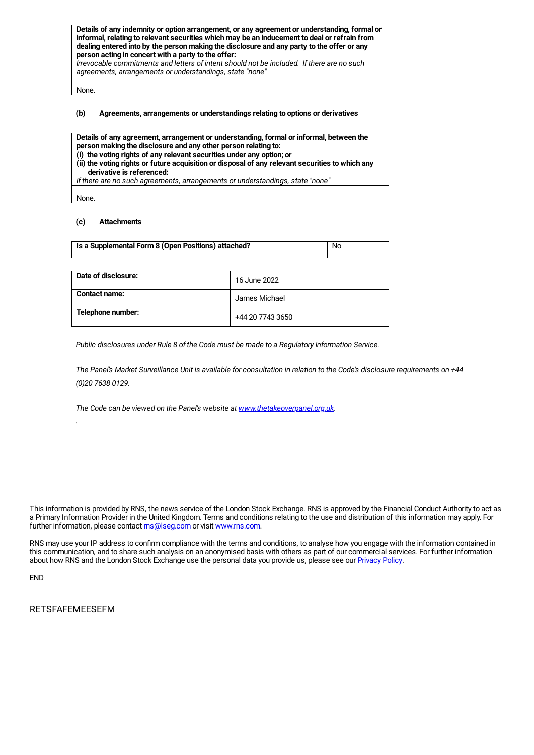| |
|---|
| **Details of any indemnity or option arrangement, or any agreement or understanding, formal or informal, relating to relevant securities which may be an inducement to deal or refrain from dealing entered into by the person making the disclosure and any party to the offer or any person acting in concert with a party to the offer:** *Irrevocable commitments and letters of intent should not be included. If there are no such agreements, arrangements or understandings, state "none"* |
| None. |

**(b) Agreements, arrangements or understandings relating to options or derivatives**

| |
|---|
| **Details of any agreement, arrangement or understanding, formal or informal, between the person making the disclosure and any other person relating to:** **(i) the voting rights of any relevant securities under any option; or** **(ii) the voting rights or future acquisition or disposal of any relevant securities to which any derivative is referenced:** *If there are no such agreements, arrangements or understandings, state "none"* |
| None. |

**(c) Attachments**

| | |
|---|---|
| **Is a Supplemental Form 8 (Open Positions) attached?** | No |

| | |
|---|---|
| **Date of disclosure:** | 16 June 2022 |
| **Contact name:** | James Michael |
| **Telephone number:** | +44 20 7743 3650 |

*Public disclosures under Rule 8 of the Code must be made to a Regulatory Information Service.*

*The Panel's Market Surveillance Unit is available for consultation in relation to the Code's disclosure requirements on +44 (0)20 7638 0129.*

*The Code can be viewed on the Panel's website at www.thetakeoverpanel.org.uk.*

.

This information is provided by RNS, the news service of the London Stock Exchange. RNS is approved by the Financial Conduct Authority to act as a Primary Information Provider in the United Kingdom. Terms and conditions relating to the use and distribution of this information may apply. For further information, please contact rns@lseg.com or visit www.rns.com.

RNS may use your IP address to confirm compliance with the terms and conditions, to analyse how you engage with the information contained in this communication, and to share such analysis on an anonymised basis with others as part of our commercial services. For further information about how RNS and the London Stock Exchange use the personal data you provide us, please see our Privacy Policy.

END

RETSFAFEMEESEFM